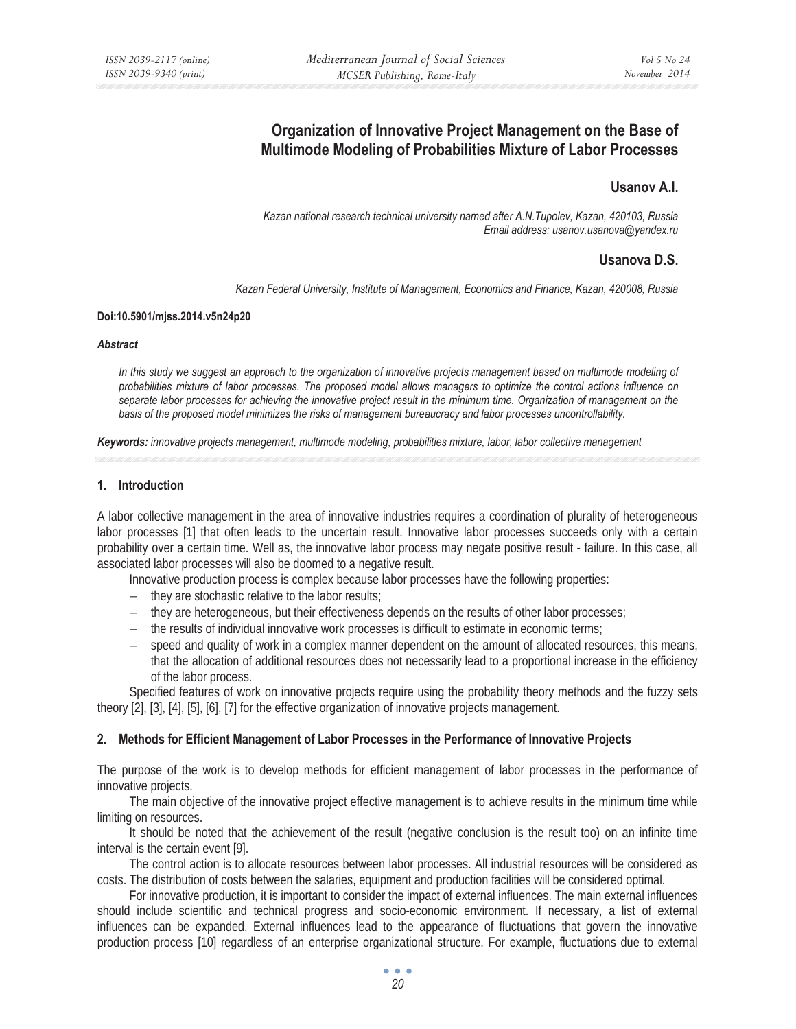# Organization of Innovative Project Management on the Base of Multimode Modeling of Probabilities Mixture of Labor Processes

**Usanov A.I.**

*Kazan national research technical university named after A.N.Tupolev, Kazan, 420103, Russia*
*Email address: usanov.usanova@yandex.ru*

**Usanova D.S.**

*Kazan Federal University, Institute of Management, Economics and Finance, Kazan, 420008, Russia*

**Doi:10.5901/mjss.2014.v5n24p20**

***Abstract***

*In this study we suggest an approach to the organization of innovative projects management based on multimode modeling of probabilities mixture of labor processes. The proposed model allows managers to optimize the control actions influence on separate labor processes for achieving the innovative project result in the minimum time. Organization of management on the basis of the proposed model minimizes the risks of management bureaucracy and labor processes uncontrollability.*

***Keywords:*** *innovative projects management, multimode modeling, probabilities mixture, labor, labor collective management*

## 1. Introduction

A labor collective management in the area of innovative industries requires a coordination of plurality of heterogeneous labor processes [1] that often leads to the uncertain result. Innovative labor processes succeeds only with a certain probability over a certain time. Well as, the innovative labor process may negate positive result - failure. In this case, all associated labor processes will also be doomed to a negative result.

Innovative production process is complex because labor processes have the following properties:

- they are stochastic relative to the labor results;
- they are heterogeneous, but their effectiveness depends on the results of other labor processes;
- the results of individual innovative work processes is difficult to estimate in economic terms;
- speed and quality of work in a complex manner dependent on the amount of allocated resources, this means, that the allocation of additional resources does not necessarily lead to a proportional increase in the efficiency of the labor process.

Specified features of work on innovative projects require using the probability theory methods and the fuzzy sets theory [2], [3], [4], [5], [6], [7] for the effective organization of innovative projects management.

## 2. Methods for Efficient Management of Labor Processes in the Performance of Innovative Projects

The purpose of the work is to develop methods for efficient management of labor processes in the performance of innovative projects.

The main objective of the innovative project effective management is to achieve results in the minimum time while limiting on resources.

It should be noted that the achievement of the result (negative conclusion is the result too) on an infinite time interval is the certain event [9].

The control action is to allocate resources between labor processes. All industrial resources will be considered as costs. The distribution of costs between the salaries, equipment and production facilities will be considered optimal.

For innovative production, it is important to consider the impact of external influences. The main external influences should include scientific and technical progress and socio-economic environment. If necessary, a list of external influences can be expanded. External influences lead to the appearance of fluctuations that govern the innovative production process [10] regardless of an enterprise organizational structure. For example, fluctuations due to external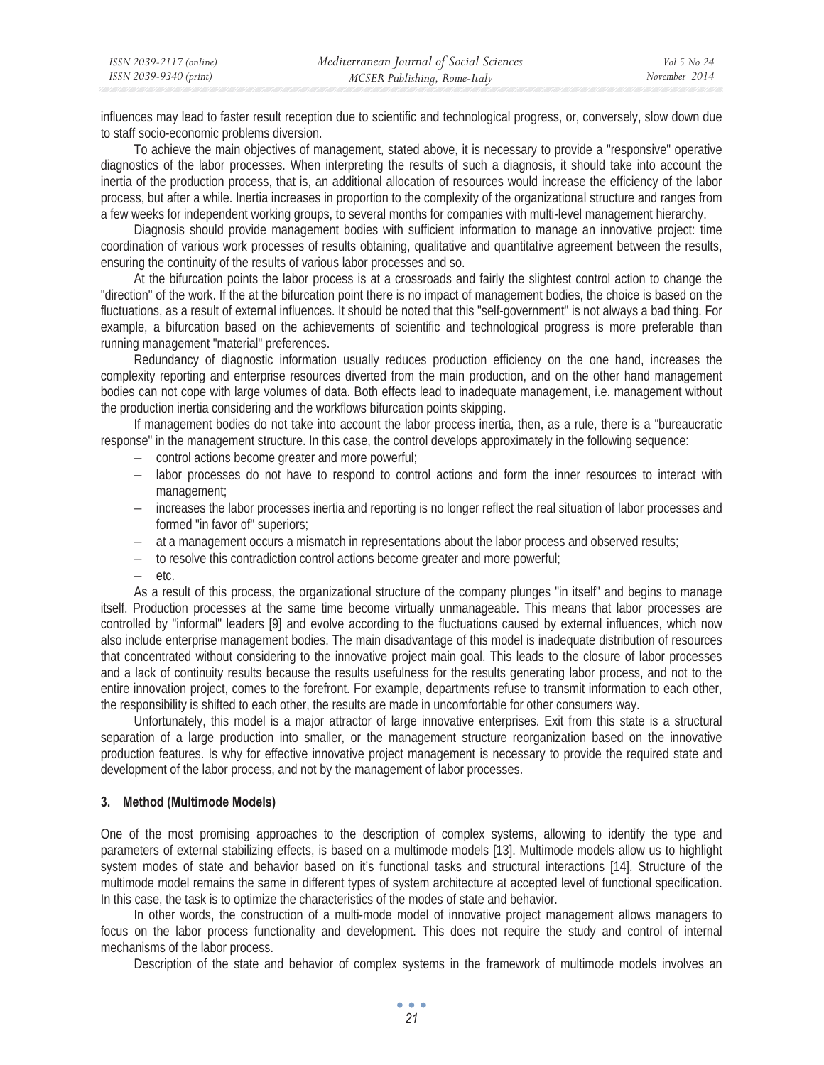influences may lead to faster result reception due to scientific and technological progress, or, conversely, slow down due to staff socio-economic problems diversion.

To achieve the main objectives of management, stated above, it is necessary to provide a "responsive" operative diagnostics of the labor processes. When interpreting the results of such a diagnosis, it should take into account the inertia of the production process, that is, an additional allocation of resources would increase the efficiency of the labor process, but after a while. Inertia increases in proportion to the complexity of the organizational structure and ranges from a few weeks for independent working groups, to several months for companies with multi-level management hierarchy.

Diagnosis should provide management bodies with sufficient information to manage an innovative project: time coordination of various work processes of results obtaining, qualitative and quantitative agreement between the results, ensuring the continuity of the results of various labor processes and so.

At the bifurcation points the labor process is at a crossroads and fairly the slightest control action to change the "direction" of the work. If the at the bifurcation point there is no impact of management bodies, the choice is based on the fluctuations, as a result of external influences. It should be noted that this "self-government" is not always a bad thing. For example, a bifurcation based on the achievements of scientific and technological progress is more preferable than running management "material" preferences.

Redundancy of diagnostic information usually reduces production efficiency on the one hand, increases the complexity reporting and enterprise resources diverted from the main production, and on the other hand management bodies can not cope with large volumes of data. Both effects lead to inadequate management, i.e. management without the production inertia considering and the workflows bifurcation points skipping.

If management bodies do not take into account the labor process inertia, then, as a rule, there is a "bureaucratic response" in the management structure. In this case, the control develops approximately in the following sequence:

- control actions become greater and more powerful;
- labor processes do not have to respond to control actions and form the inner resources to interact with management;
- increases the labor processes inertia and reporting is no longer reflect the real situation of labor processes and formed "in favor of" superiors;
- at a management occurs a mismatch in representations about the labor process and observed results;
- to resolve this contradiction control actions become greater and more powerful;
- etc.

As a result of this process, the organizational structure of the company plunges "in itself" and begins to manage itself. Production processes at the same time become virtually unmanageable. This means that labor processes are controlled by "informal" leaders [9] and evolve according to the fluctuations caused by external influences, which now also include enterprise management bodies. The main disadvantage of this model is inadequate distribution of resources that concentrated without considering to the innovative project main goal. This leads to the closure of labor processes and a lack of continuity results because the results usefulness for the results generating labor process, and not to the entire innovation project, comes to the forefront. For example, departments refuse to transmit information to each other, the responsibility is shifted to each other, the results are made in uncomfortable for other consumers way.

Unfortunately, this model is a major attractor of large innovative enterprises. Exit from this state is a structural separation of a large production into smaller, or the management structure reorganization based on the innovative production features. Is why for effective innovative project management is necessary to provide the required state and development of the labor process, and not by the management of labor processes.

## 3. Method (Multimode Models)

One of the most promising approaches to the description of complex systems, allowing to identify the type and parameters of external stabilizing effects, is based on a multimode models [13]. Multimode models allow us to highlight system modes of state and behavior based on it's functional tasks and structural interactions [14]. Structure of the multimode model remains the same in different types of system architecture at accepted level of functional specification. In this case, the task is to optimize the characteristics of the modes of state and behavior.

In other words, the construction of a multi-mode model of innovative project management allows managers to focus on the labor process functionality and development. This does not require the study and control of internal mechanisms of the labor process.

Description of the state and behavior of complex systems in the framework of multimode models involves an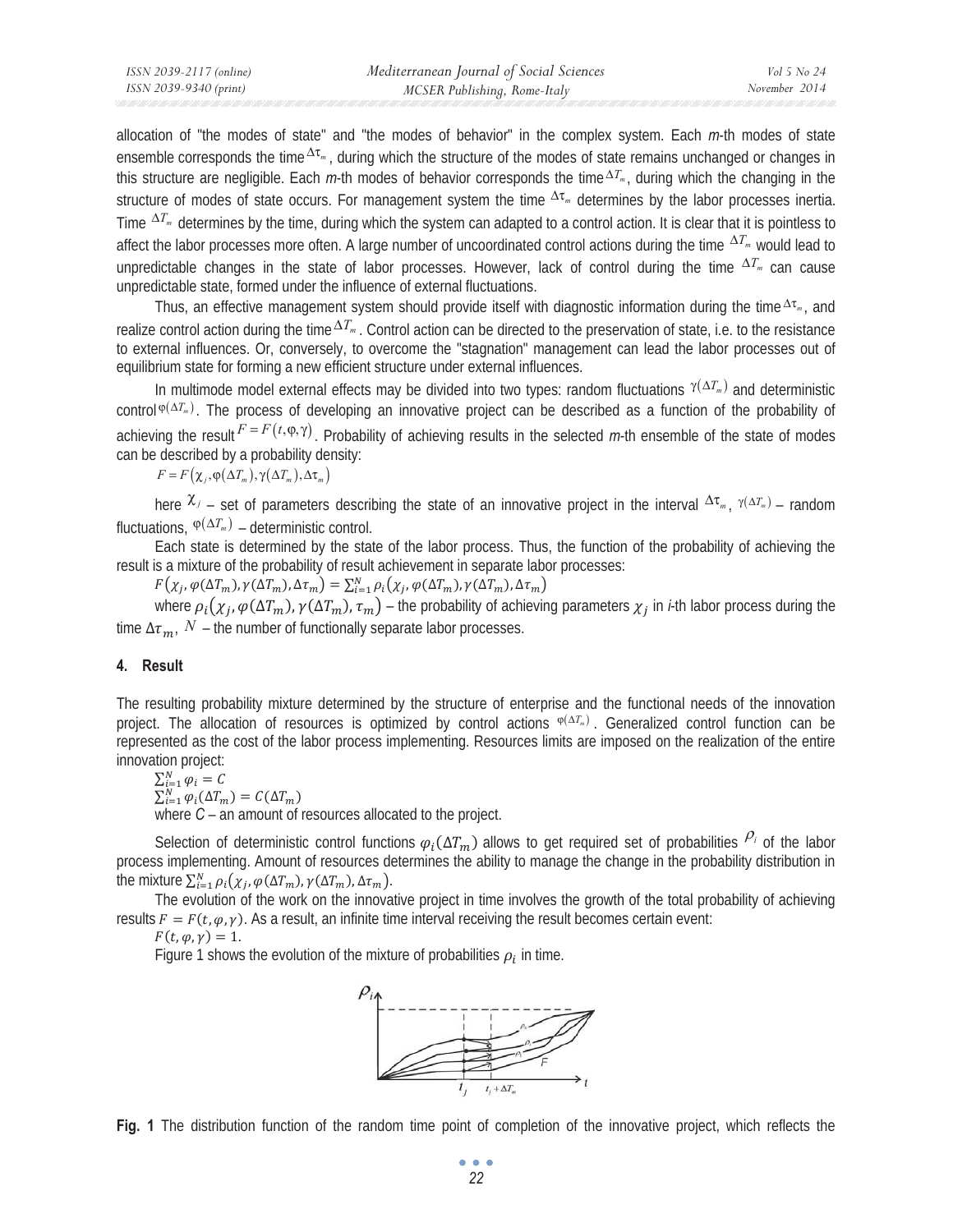allocation of "the modes of state" and "the modes of behavior" in the complex system. Each *m*-th modes of state ensemble corresponds the time $\Delta\tau_m$, during which the structure of the modes of state remains unchanged or changes in this structure are negligible. Each *m*-th modes of behavior corresponds the time $\Delta T_m$, during which the changing in the structure of modes of state occurs. For management system the time $\Delta\tau_m$ determines by the labor processes inertia. Time $\Delta T_m$ determines by the time, during which the system can adapted to a control action. It is clear that it is pointless to affect the labor processes more often. A large number of uncoordinated control actions during the time $\Delta T_m$ would lead to unpredictable changes in the state of labor processes. However, lack of control during the time $\Delta T_m$ can cause unpredictable state, formed under the influence of external fluctuations.

Thus, an effective management system should provide itself with diagnostic information during the time $\Delta\tau_m$, and realize control action during the time $\Delta T_m$. Control action can be directed to the preservation of state, i.e. to the resistance to external influences. Or, conversely, to overcome the "stagnation" management can lead the labor processes out of equilibrium state for forming a new efficient structure under external influences.

In multimode model external effects may be divided into two types: random fluctuations $\gamma(\Delta T_m)$ and deterministic control $\varphi(\Delta T_m)$. The process of developing an innovative project can be described as a function of the probability of achieving the result $F = F(t, \varphi, \gamma)$. Probability of achieving results in the selected *m*-th ensemble of the state of modes can be described by a probability density:

$$F = F\left(\chi_j, \varphi(\Delta T_m), \gamma(\Delta T_m), \Delta\tau_m\right)$$

here $\chi_j$ – set of parameters describing the state of an innovative project in the interval $\Delta\tau_m$, $\gamma(\Delta T_m)$ – random fluctuations, $\varphi(\Delta T_m)$ – deterministic control.

Each state is determined by the state of the labor process. Thus, the function of the probability of achieving the result is a mixture of the probability of result achievement in separate labor processes:

$$F\left(\chi_j, \varphi(\Delta T_m), \gamma(\Delta T_m), \Delta\tau_m\right) = \sum_{i=1}^{N} \rho_i\left(\chi_j, \varphi(\Delta T_m), \gamma(\Delta T_m), \Delta\tau_m\right)$$

where $\rho_i\left(\chi_j, \varphi(\Delta T_m), \gamma(\Delta T_m), \tau_m\right)$ – the probability of achieving parameters $\chi_j$ in *i*-th labor process during the time $\Delta\tau_m$, $N$ – the number of functionally separate labor processes.

## 4. Result

The resulting probability mixture determined by the structure of enterprise and the functional needs of the innovation project. The allocation of resources is optimized by control actions $\varphi(\Delta T_m)$. Generalized control function can be represented as the cost of the labor process implementing. Resources limits are imposed on the realization of the entire innovation project:

$$\sum_{i=1}^{N} \varphi_i = C$$

$$\sum_{i=1}^{N} \varphi_i(\Delta T_m) = C(\Delta T_m)$$

where *C* – an amount of resources allocated to the project.

Selection of deterministic control functions $\varphi_i(\Delta T_m)$ allows to get required set of probabilities $\rho_i$ of the labor process implementing. Amount of resources determines the ability to manage the change in the probability distribution in the mixture $\sum_{i=1}^{N} \rho_i\left(\chi_j, \varphi(\Delta T_m), \gamma(\Delta T_m), \Delta\tau_m\right)$.

The evolution of the work on the innovative project in time involves the growth of the total probability of achieving results $F = F(t, \varphi, \gamma)$. As a result, an infinite time interval receiving the result becomes certain event:

$$F(t, \varphi, \gamma) = 1.$$

Figure 1 shows the evolution of the mixture of probabilities $\rho_i$ in time.

**Fig. 1** The distribution function of the random time point of completion of the innovative project, which reflects the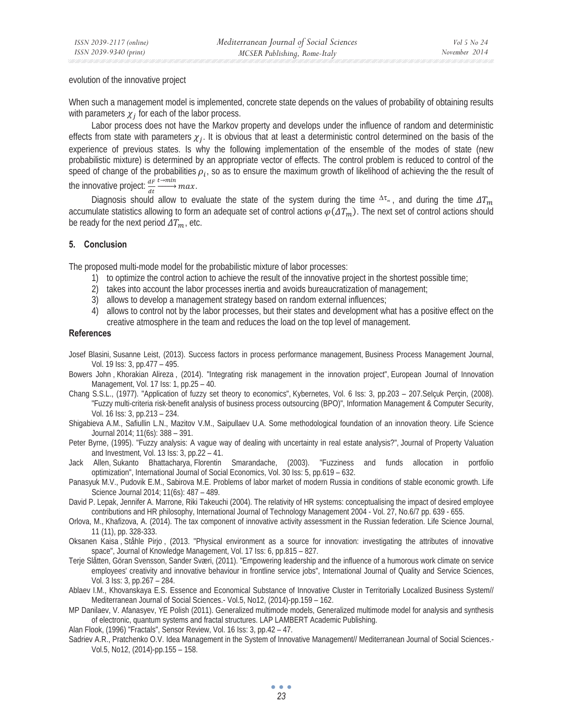evolution of the innovative project

When such a management model is implemented, concrete state depends on the values of probability of obtaining results with parameters $\chi_j$ for each of the labor process.

Labor process does not have the Markov property and develops under the influence of random and deterministic effects from state with parameters $\chi_j$. It is obvious that at least a deterministic control determined on the basis of the experience of previous states. Is why the following implementation of the ensemble of the modes of state (new probabilistic mixture) is determined by an appropriate vector of effects. The control problem is reduced to control of the speed of change of the probabilities $\rho_i$, so as to ensure the maximum growth of likelihood of achieving the the result of the innovative project: $\frac{dF}{dt} \xrightarrow{t \to min} max$.

Diagnosis should allow to evaluate the state of the system during the time $\Delta\tau_m$, and during the time $\Delta T_m$ accumulate statistics allowing to form an adequate set of control actions $\varphi(\Delta T_m)$. The next set of control actions should be ready for the next period $\Delta T_m$, etc.

## 5. Conclusion

The proposed multi-mode model for the probabilistic mixture of labor processes:

1) to optimize the control action to achieve the result of the innovative project in the shortest possible time;
2) takes into account the labor processes inertia and avoids bureaucratization of management;
3) allows to develop a management strategy based on random external influences;
4) allows to control not by the labor processes, but their states and development what has a positive effect on the creative atmosphere in the team and reduces the load on the top level of management.

## References

Josef Blasini, Susanne Leist, (2013). Success factors in process performance management, Business Process Management Journal, Vol. 19 Iss: 3, pp.477 – 495.

Bowers John , Khorakian Alireza , (2014). "Integrating risk management in the innovation project", European Journal of Innovation Management, Vol. 17 Iss: 1, pp.25 – 40.

Chang S.S.L., (1977). "Application of fuzzy set theory to economics", Kybernetes, Vol. 6 Iss: 3, pp.203 – 207.Selçuk Perçin, (2008). "Fuzzy multi-criteria risk-benefit analysis of business process outsourcing (BPO)", Information Management & Computer Security, Vol. 16 Iss: 3, pp.213 – 234.

Shigabieva A.M., Safiullin L.N., Mazitov V.M., Saipullaev U.A. Some methodological foundation of an innovation theory. Life Science Journal 2014; 11(6s): 388 – 391.

Peter Byrne, (1995). "Fuzzy analysis: A vague way of dealing with uncertainty in real estate analysis?", Journal of Property Valuation and Investment, Vol. 13 Iss: 3, pp.22 – 41.

Jack Allen, Sukanto Bhattacharya, Florentin Smarandache, (2003). "Fuzziness and funds allocation in portfolio optimization", International Journal of Social Economics, Vol. 30 Iss: 5, pp.619 – 632.

Panasyuk M.V., Pudovik E.M., Sabirova M.E. Problems of labor market of modern Russia in conditions of stable economic growth. Life Science Journal 2014; 11(6s): 487 – 489.

David P. Lepak, Jennifer A. Marrone, Riki Takeuchi (2004). The relativity of HR systems: conceptualising the impact of desired employee contributions and HR philosophy, International Journal of Technology Management 2004 - Vol. 27, No.6/7 pp. 639 - 655.

Orlova, M., Khafizova, A. (2014). The tax component of innovative activity assessment in the Russian federation. Life Science Journal, 11 (11), pp. 328-333.

Oksanen Kaisa , Ståhle Pirjo , (2013. "Physical environment as a source for innovation: investigating the attributes of innovative space", Journal of Knowledge Management, Vol. 17 Iss: 6, pp.815 – 827.

Terje Slåtten, Göran Svensson, Sander Sværi, (2011). "Empowering leadership and the influence of a humorous work climate on service employees' creativity and innovative behaviour in frontline service jobs", International Journal of Quality and Service Sciences, Vol. 3 Iss: 3, pp.267 – 284.

Ablaev I.M., Khovanskaya E.S. Essence and Economical Substance of Innovative Cluster in Territorially Localized Business System// Mediterranean Journal of Social Sciences.- Vol.5, No12, (2014)-pp.159 – 162.

MP Danilaev, V. Afanasyev, YE Polish (2011). Generalized multimode models, Generalized multimode model for analysis and synthesis of electronic, quantum systems and fractal structures. LAP LAMBERT Academic Publishing.

Alan Flook, (1996) "Fractals", Sensor Review, Vol. 16 Iss: 3, pp.42 – 47.

Sadriev A.R., Pratchenko O.V. Idea Management in the System of Innovative Management// Mediterranean Journal of Social Sciences.- Vol.5, No12, (2014)-pp.155 – 158.